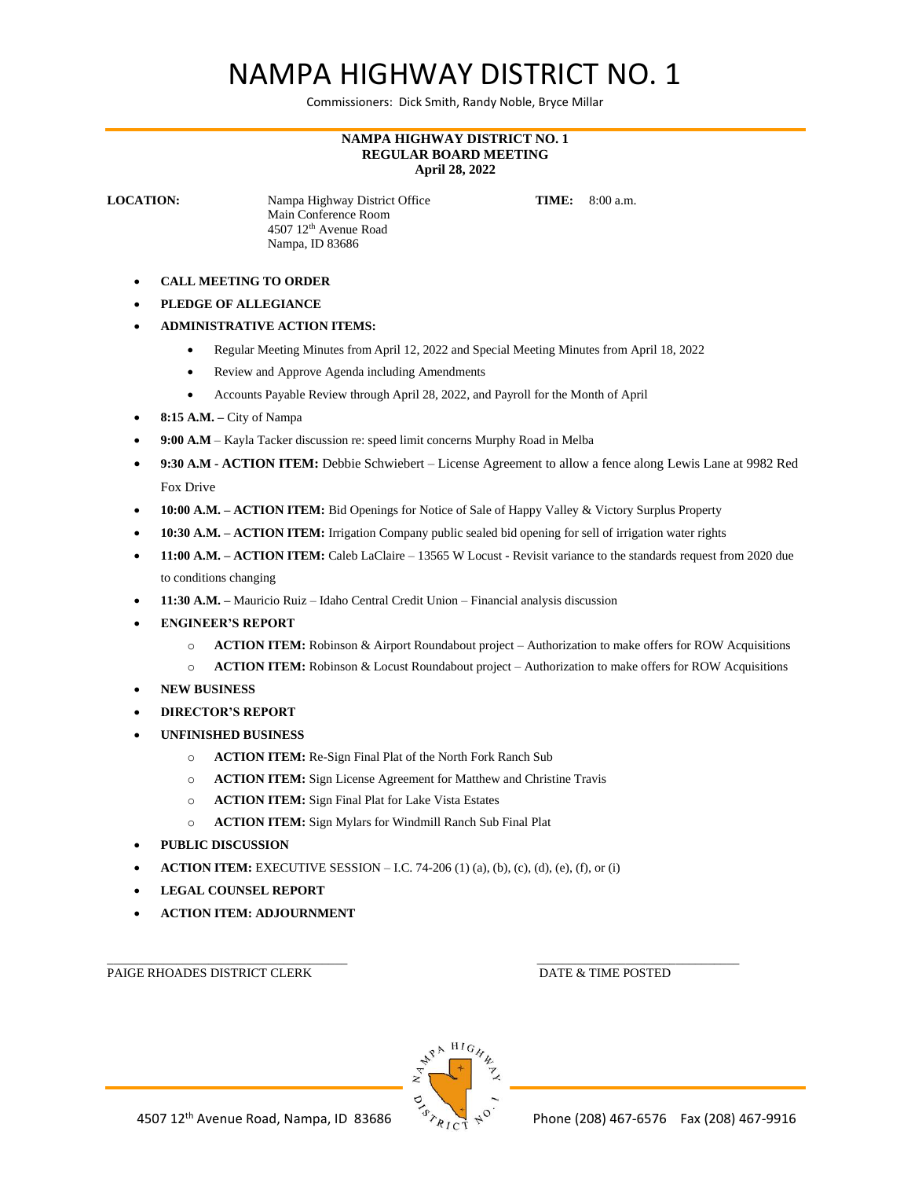# NAMPA HIGHWAY DISTRICT NO. 1

Commissioners: Dick Smith, Randy Noble, Bryce Millar

**NAMPA HIGHWAY DISTRICT NO. 1**
**REGULAR BOARD MEETING**
**April 28, 2022**

**LOCATION:** Nampa Highway District Office
Main Conference Room
4507 12th Avenue Road
Nampa, ID 83686

**TIME:** 8:00 a.m.

- **CALL MEETING TO ORDER**
- **PLEDGE OF ALLEGIANCE**
- **ADMINISTRATIVE ACTION ITEMS:**
  - Regular Meeting Minutes from April 12, 2022 and Special Meeting Minutes from April 18, 2022
  - Review and Approve Agenda including Amendments
  - Accounts Payable Review through April 28, 2022, and Payroll for the Month of April
- **8:15 A.M. –** City of Nampa
- **9:00 A.M** – Kayla Tacker discussion re: speed limit concerns Murphy Road in Melba
- **9:30 A.M - ACTION ITEM:** Debbie Schwiebert – License Agreement to allow a fence along Lewis Lane at 9982 Red Fox Drive
- **10:00 A.M. – ACTION ITEM:** Bid Openings for Notice of Sale of Happy Valley & Victory Surplus Property
- **10:30 A.M. – ACTION ITEM:** Irrigation Company public sealed bid opening for sell of irrigation water rights
- **11:00 A.M. – ACTION ITEM:** Caleb LaClaire – 13565 W Locust - Revisit variance to the standards request from 2020 due to conditions changing
- **11:30 A.M. –** Mauricio Ruiz – Idaho Central Credit Union – Financial analysis discussion
- **ENGINEER'S REPORT**
  - **ACTION ITEM:** Robinson & Airport Roundabout project – Authorization to make offers for ROW Acquisitions
  - **ACTION ITEM:** Robinson & Locust Roundabout project – Authorization to make offers for ROW Acquisitions
- **NEW BUSINESS**
- **DIRECTOR'S REPORT**
- **UNFINISHED BUSINESS**
  - **ACTION ITEM:** Re-Sign Final Plat of the North Fork Ranch Sub
  - **ACTION ITEM:** Sign License Agreement for Matthew and Christine Travis
  - **ACTION ITEM:** Sign Final Plat for Lake Vista Estates
  - **ACTION ITEM:** Sign Mylars for Windmill Ranch Sub Final Plat
- **PUBLIC DISCUSSION**
- **ACTION ITEM:** EXECUTIVE SESSION – I.C. 74-206 (1) (a), (b), (c), (d), (e), (f), or (i)
- **LEGAL COUNSEL REPORT**
- **ACTION ITEM: ADJOURNMENT**

\_\_\_\_\_\_\_\_\_\_\_\_\_\_\_\_\_\_\_\_\_\_\_\_\_\_\_\_\_\_\_\_
PAIGE RHOADES DISTRICT CLERK

\_\_\_\_\_\_\_\_\_\_\_\_\_\_\_\_\_\_\_\_\_\_\_\_\_\_\_\_\_\_\_\_
DATE & TIME POSTED

4507 12th Avenue Road, Nampa, ID 83686 Phone (208) 467-6576 Fax (208) 467-9916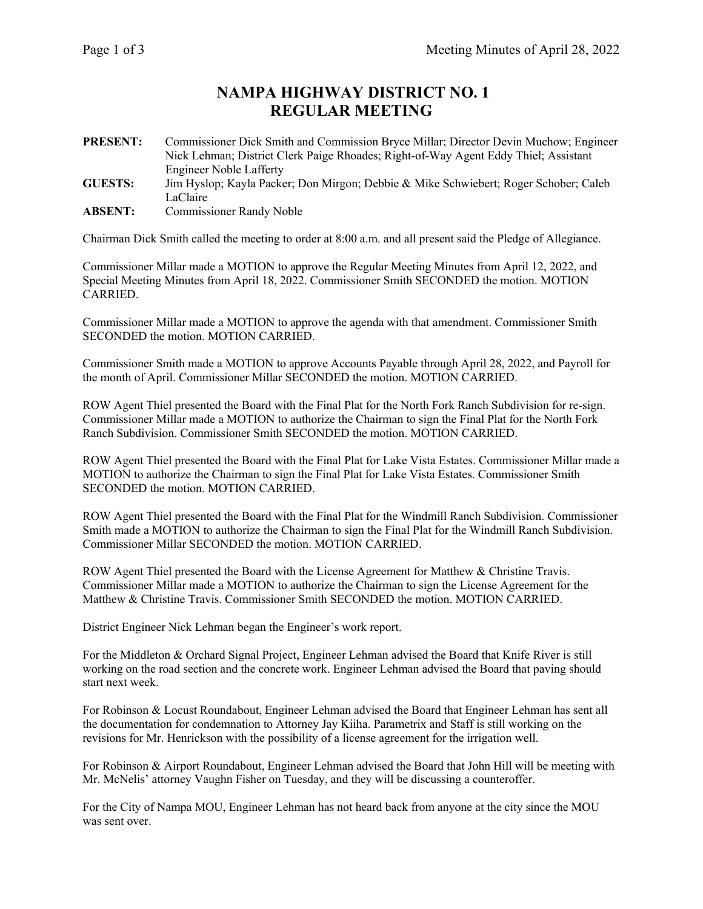# NAMPA HIGHWAY DISTRICT NO. 1
# REGULAR MEETING

**PRESENT:** Commissioner Dick Smith and Commission Bryce Millar; Director Devin Muchow; Engineer Nick Lehman; District Clerk Paige Rhoades; Right-of-Way Agent Eddy Thiel; Assistant Engineer Noble Lafferty

**GUESTS:** Jim Hyslop; Kayla Packer; Don Mirgon; Debbie & Mike Schwiebert; Roger Schober; Caleb LaClaire

**ABSENT:** Commissioner Randy Noble

Chairman Dick Smith called the meeting to order at 8:00 a.m. and all present said the Pledge of Allegiance.

Commissioner Millar made a MOTION to approve the Regular Meeting Minutes from April 12, 2022, and Special Meeting Minutes from April 18, 2022. Commissioner Smith SECONDED the motion. MOTION CARRIED.

Commissioner Millar made a MOTION to approve the agenda with that amendment. Commissioner Smith SECONDED the motion. MOTION CARRIED.

Commissioner Smith made a MOTION to approve Accounts Payable through April 28, 2022, and Payroll for the month of April. Commissioner Millar SECONDED the motion. MOTION CARRIED.

ROW Agent Thiel presented the Board with the Final Plat for the North Fork Ranch Subdivision for re-sign. Commissioner Millar made a MOTION to authorize the Chairman to sign the Final Plat for the North Fork Ranch Subdivision. Commissioner Smith SECONDED the motion. MOTION CARRIED.

ROW Agent Thiel presented the Board with the Final Plat for Lake Vista Estates. Commissioner Millar made a MOTION to authorize the Chairman to sign the Final Plat for Lake Vista Estates. Commissioner Smith SECONDED the motion. MOTION CARRIED.

ROW Agent Thiel presented the Board with the Final Plat for the Windmill Ranch Subdivision. Commissioner Smith made a MOTION to authorize the Chairman to sign the Final Plat for the Windmill Ranch Subdivision. Commissioner Millar SECONDED the motion. MOTION CARRIED.

ROW Agent Thiel presented the Board with the License Agreement for Matthew & Christine Travis. Commissioner Millar made a MOTION to authorize the Chairman to sign the License Agreement for the Matthew & Christine Travis. Commissioner Smith SECONDED the motion. MOTION CARRIED.

District Engineer Nick Lehman began the Engineer's work report.

For the Middleton & Orchard Signal Project, Engineer Lehman advised the Board that Knife River is still working on the road section and the concrete work. Engineer Lehman advised the Board that paving should start next week.

For Robinson & Locust Roundabout, Engineer Lehman advised the Board that Engineer Lehman has sent all the documentation for condemnation to Attorney Jay Kiiha. Parametrix and Staff is still working on the revisions for Mr. Henrickson with the possibility of a license agreement for the irrigation well.

For Robinson & Airport Roundabout, Engineer Lehman advised the Board that John Hill will be meeting with Mr. McNelis' attorney Vaughn Fisher on Tuesday, and they will be discussing a counteroffer.

For the City of Nampa MOU, Engineer Lehman has not heard back from anyone at the city since the MOU was sent over.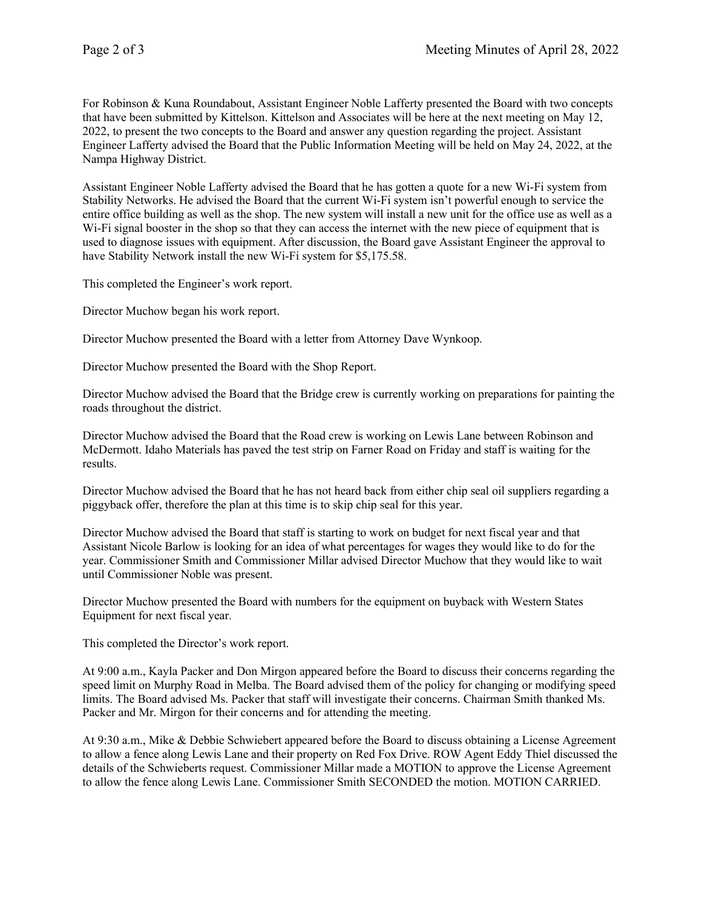For Robinson & Kuna Roundabout, Assistant Engineer Noble Lafferty presented the Board with two concepts that have been submitted by Kittelson. Kittelson and Associates will be here at the next meeting on May 12, 2022, to present the two concepts to the Board and answer any question regarding the project. Assistant Engineer Lafferty advised the Board that the Public Information Meeting will be held on May 24, 2022, at the Nampa Highway District.

Assistant Engineer Noble Lafferty advised the Board that he has gotten a quote for a new Wi-Fi system from Stability Networks. He advised the Board that the current Wi-Fi system isn't powerful enough to service the entire office building as well as the shop. The new system will install a new unit for the office use as well as a Wi-Fi signal booster in the shop so that they can access the internet with the new piece of equipment that is used to diagnose issues with equipment. After discussion, the Board gave Assistant Engineer the approval to have Stability Network install the new Wi-Fi system for $5,175.58.

This completed the Engineer's work report.

Director Muchow began his work report.

Director Muchow presented the Board with a letter from Attorney Dave Wynkoop.

Director Muchow presented the Board with the Shop Report.

Director Muchow advised the Board that the Bridge crew is currently working on preparations for painting the roads throughout the district.

Director Muchow advised the Board that the Road crew is working on Lewis Lane between Robinson and McDermott. Idaho Materials has paved the test strip on Farner Road on Friday and staff is waiting for the results.

Director Muchow advised the Board that he has not heard back from either chip seal oil suppliers regarding a piggyback offer, therefore the plan at this time is to skip chip seal for this year.

Director Muchow advised the Board that staff is starting to work on budget for next fiscal year and that Assistant Nicole Barlow is looking for an idea of what percentages for wages they would like to do for the year. Commissioner Smith and Commissioner Millar advised Director Muchow that they would like to wait until Commissioner Noble was present.

Director Muchow presented the Board with numbers for the equipment on buyback with Western States Equipment for next fiscal year.

This completed the Director's work report.

At 9:00 a.m., Kayla Packer and Don Mirgon appeared before the Board to discuss their concerns regarding the speed limit on Murphy Road in Melba. The Board advised them of the policy for changing or modifying speed limits. The Board advised Ms. Packer that staff will investigate their concerns. Chairman Smith thanked Ms. Packer and Mr. Mirgon for their concerns and for attending the meeting.

At 9:30 a.m., Mike & Debbie Schwiebert appeared before the Board to discuss obtaining a License Agreement to allow a fence along Lewis Lane and their property on Red Fox Drive. ROW Agent Eddy Thiel discussed the details of the Schwieberts request. Commissioner Millar made a MOTION to approve the License Agreement to allow the fence along Lewis Lane. Commissioner Smith SECONDED the motion. MOTION CARRIED.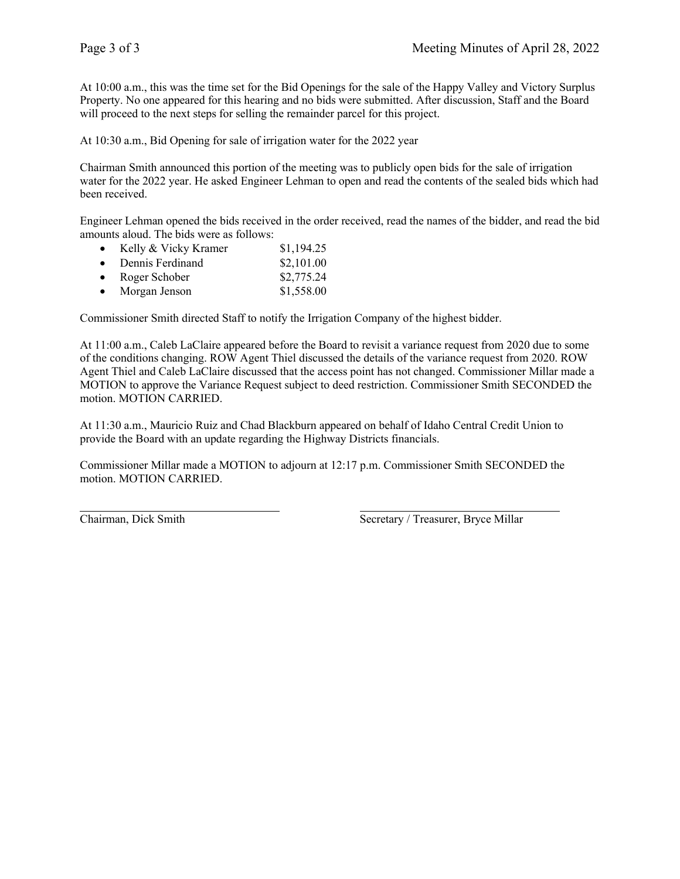At 10:00 a.m., this was the time set for the Bid Openings for the sale of the Happy Valley and Victory Surplus Property. No one appeared for this hearing and no bids were submitted. After discussion, Staff and the Board will proceed to the next steps for selling the remainder parcel for this project.

At 10:30 a.m., Bid Opening for sale of irrigation water for the 2022 year

Chairman Smith announced this portion of the meeting was to publicly open bids for the sale of irrigation water for the 2022 year. He asked Engineer Lehman to open and read the contents of the sealed bids which had been received.

Engineer Lehman opened the bids received in the order received, read the names of the bidder, and read the bid amounts aloud. The bids were as follows:

- Kelly & Vicky Kramer $1,194.25
- Dennis Ferdinand $2,101.00
- Roger Schober $2,775.24
- Morgan Jenson $1,558.00

Commissioner Smith directed Staff to notify the Irrigation Company of the highest bidder.

At 11:00 a.m., Caleb LaClaire appeared before the Board to revisit a variance request from 2020 due to some of the conditions changing. ROW Agent Thiel discussed the details of the variance request from 2020. ROW Agent Thiel and Caleb LaClaire discussed that the access point has not changed. Commissioner Millar made a MOTION to approve the Variance Request subject to deed restriction. Commissioner Smith SECONDED the motion. MOTION CARRIED.

At 11:30 a.m., Mauricio Ruiz and Chad Blackburn appeared on behalf of Idaho Central Credit Union to provide the Board with an update regarding the Highway Districts financials.

Commissioner Millar made a MOTION to adjourn at 12:17 p.m. Commissioner Smith SECONDED the motion. MOTION CARRIED.

Chairman, Dick Smith

Secretary / Treasurer, Bryce Millar